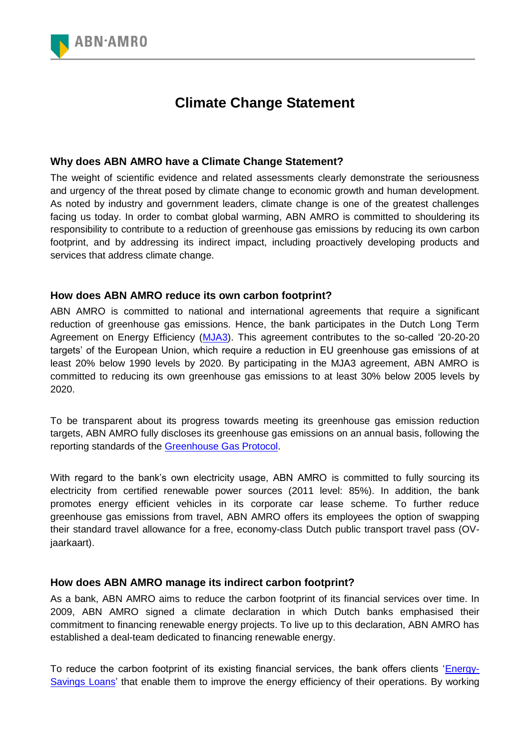# Climate Change Statement

## Why does ABN AMRO have a Climate Change Statement?

The weight of scientific evidence and related assessments clearly demonstrate the seriousness and urgency of the threat posed by climate change to economic growth and human development. As noted by industry and government leaders, climate change is one of the greatest challenges facing us today. In order to combat global warming, ABN AMRO is committed to shouldering its responsibility to contribute to a reduction of greenhouse gas emissions by reducing its own carbon footprint, and by addressing its indirect impact, including proactively developing products and services that address climate change.

## How does ABN AMRO reduce its own carbon footprint?

ABN AMRO is committed to national and international agreements that require a significant reduction of greenhouse gas emissions. Hence, the bank participates in the Dutch Long Term Agreement on Energy Efficiency (MJA3). This agreement contributes to the so-called '20-20-20 targets' of the European Union, which require a reduction in EU greenhouse gas emissions of at least 20% below 1990 levels by 2020. By participating in the MJA3 agreement, ABN AMRO is committed to reducing its own greenhouse gas emissions to at least 30% below 2005 levels by 2020.

To be transparent about its progress towards meeting its greenhouse gas emission reduction targets, ABN AMRO fully discloses its greenhouse gas emissions on an annual basis, following the reporting standards of the Greenhouse Gas Protocol.

With regard to the bank's own electricity usage, ABN AMRO is committed to fully sourcing its electricity from certified renewable power sources (2011 level: 85%). In addition, the bank promotes energy efficient vehicles in its corporate car lease scheme. To further reduce greenhouse gas emissions from travel, ABN AMRO offers its employees the option of swapping their standard travel allowance for a free, economy-class Dutch public transport travel pass (OV-jaarkaart).

## How does ABN AMRO manage its indirect carbon footprint?

As a bank, ABN AMRO aims to reduce the carbon footprint of its financial services over time. In 2009, ABN AMRO signed a climate declaration in which Dutch banks emphasised their commitment to financing renewable energy projects. To live up to this declaration, ABN AMRO has established a deal-team dedicated to financing renewable energy.

To reduce the carbon footprint of its existing financial services, the bank offers clients 'Energy-Savings Loans' that enable them to improve the energy efficiency of their operations. By working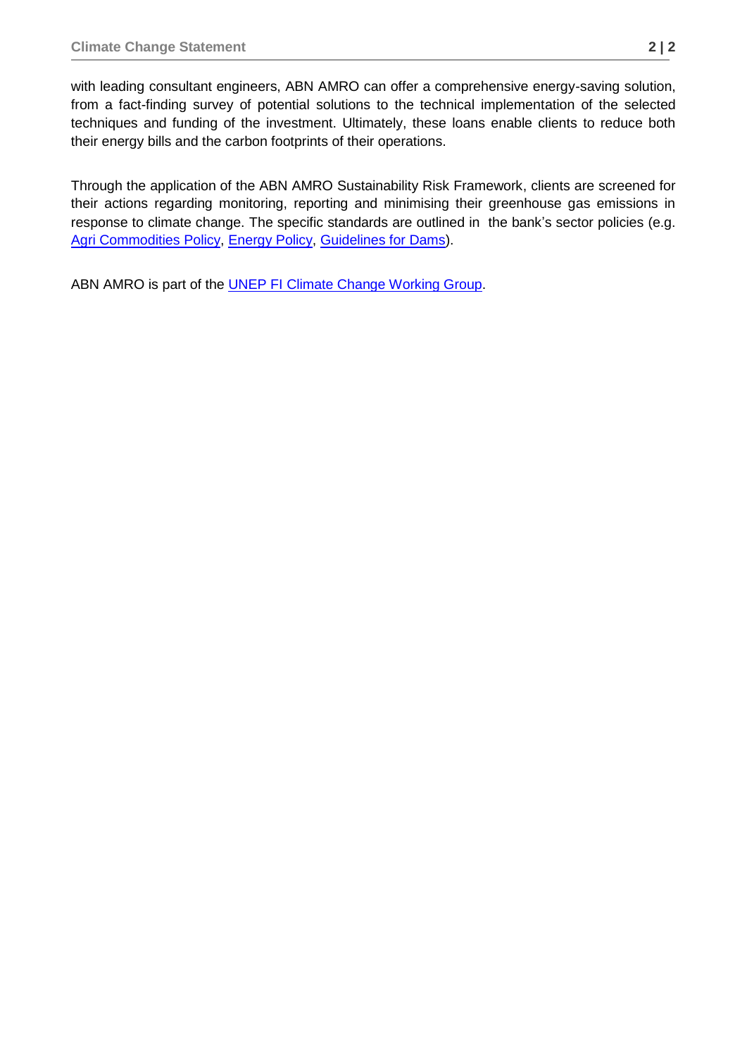with leading consultant engineers, ABN AMRO can offer a comprehensive energy-saving solution, from a fact-finding survey of potential solutions to the technical implementation of the selected techniques and funding of the investment. Ultimately, these loans enable clients to reduce both their energy bills and the carbon footprints of their operations.

Through the application of the ABN AMRO Sustainability Risk Framework, clients are screened for their actions regarding monitoring, reporting and minimising their greenhouse gas emissions in response to climate change. The specific standards are outlined in the bank's sector policies (e.g. Agri Commodities Policy, Energy Policy, Guidelines for Dams).

ABN AMRO is part of the UNEP FI Climate Change Working Group.